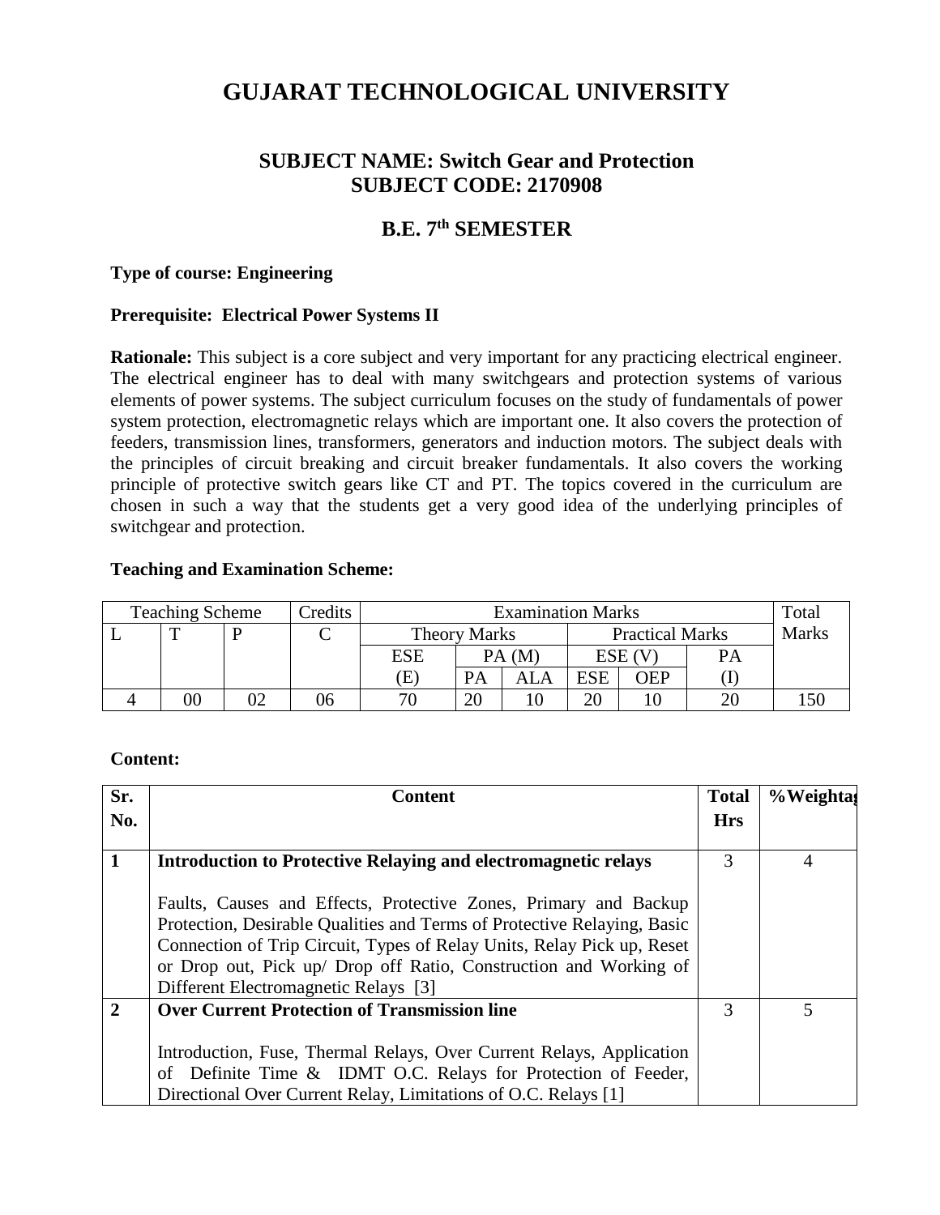# GUJARAT TECHNOLOGICAL UNIVERSITY

## SUBJECT NAME: Switch Gear and Protection
## SUBJECT CODE: 2170908

## B.E. 7th SEMESTER

**Type of course: Engineering**

**Prerequisite: Electrical Power Systems II**

**Rationale:** This subject is a core subject and very important for any practicing electrical engineer. The electrical engineer has to deal with many switchgears and protection systems of various elements of power systems. The subject curriculum focuses on the study of fundamentals of power system protection, electromagnetic relays which are important one. It also covers the protection of feeders, transmission lines, transformers, generators and induction motors. The subject deals with the principles of circuit breaking and circuit breaker fundamentals. It also covers the working principle of protective switch gears like CT and PT. The topics covered in the curriculum are chosen in such a way that the students get a very good idea of the underlying principles of switchgear and protection.

**Teaching and Examination Scheme:**

| Teaching Scheme | | | Credits | Examination Marks | | | | | | Total Marks |
|---|---|---|---|---|---|---|---|---|---|---|
| L | T | P | C | Theory Marks | | | Practical Marks | | | |
| | | | | ESE | PA (M) | | ESE (V) | | PA | |
| | | | | (E) | PA | ALA | ESE | OEP | (I) | |
| 4 | 00 | 02 | 06 | 70 | 20 | 10 | 20 | 10 | 20 | 150 |

**Content:**

| Sr. No. | Content | Total Hrs | %Weightage |
|---|---|---|---|
| **1** | **Introduction to Protective Relaying and electromagnetic relays**<br><br>Faults, Causes and Effects, Protective Zones, Primary and Backup Protection, Desirable Qualities and Terms of Protective Relaying, Basic Connection of Trip Circuit, Types of Relay Units, Relay Pick up, Reset or Drop out, Pick up/ Drop off Ratio, Construction and Working of Different Electromagnetic Relays [3] | 3 | 4 |
| **2** | **Over Current Protection of Transmission line**<br><br>Introduction, Fuse, Thermal Relays, Over Current Relays, Application of Definite Time & IDMT O.C. Relays for Protection of Feeder, Directional Over Current Relay, Limitations of O.C. Relays [1] | 3 | 5 |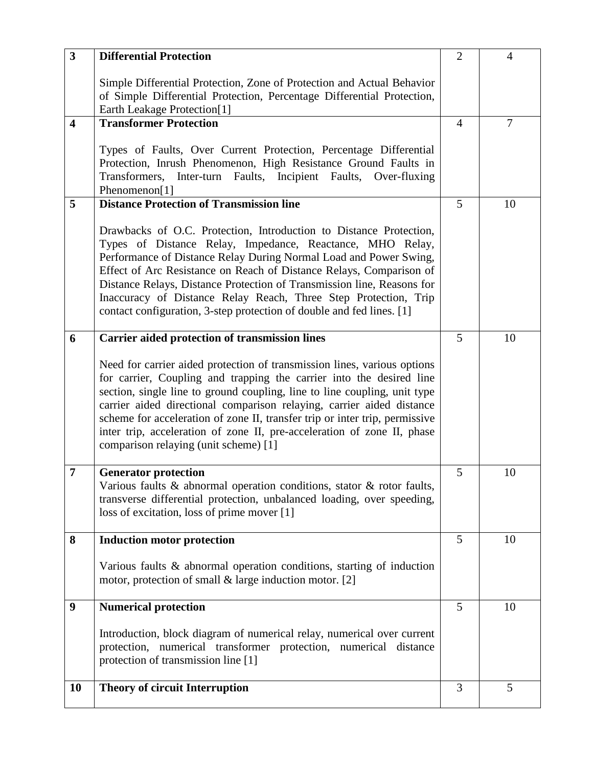| 3 | **Differential Protection**<br><br>Simple Differential Protection, Zone of Protection and Actual Behavior of Simple Differential Protection, Percentage Differential Protection, Earth Leakage Protection[1] | 2 | 4 |
|---|---|---|---|
| 4 | **Transformer Protection**<br><br>Types of Faults, Over Current Protection, Percentage Differential Protection, Inrush Phenomenon, High Resistance Ground Faults in Transformers, Inter-turn Faults, Incipient Faults, Over-fluxing Phenomenon[1] | 4 | 7 |
| 5 | **Distance Protection of Transmission line**<br><br>Drawbacks of O.C. Protection, Introduction to Distance Protection, Types of Distance Relay, Impedance, Reactance, MHO Relay, Performance of Distance Relay During Normal Load and Power Swing, Effect of Arc Resistance on Reach of Distance Relays, Comparison of Distance Relays, Distance Protection of Transmission line, Reasons for Inaccuracy of Distance Relay Reach, Three Step Protection, Trip contact configuration, 3-step protection of double and fed lines. [1] | 5 | 10 |
| 6 | **Carrier aided protection of transmission lines**<br><br>Need for carrier aided protection of transmission lines, various options for carrier, Coupling and trapping the carrier into the desired line section, single line to ground coupling, line to line coupling, unit type carrier aided directional comparison relaying, carrier aided distance scheme for acceleration of zone II, transfer trip or inter trip, permissive inter trip, acceleration of zone II, pre-acceleration of zone II, phase comparison relaying (unit scheme) [1] | 5 | 10 |
| 7 | **Generator protection**<br>Various faults & abnormal operation conditions, stator & rotor faults, transverse differential protection, unbalanced loading, over speeding, loss of excitation, loss of prime mover [1] | 5 | 10 |
| 8 | **Induction motor protection**<br><br>Various faults & abnormal operation conditions, starting of induction motor, protection of small & large induction motor. [2] | 5 | 10 |
| 9 | **Numerical protection**<br><br>Introduction, block diagram of numerical relay, numerical over current protection, numerical transformer protection, numerical distance protection of transmission line [1] | 5 | 10 |
| 10 | **Theory of circuit Interruption** | 3 | 5 |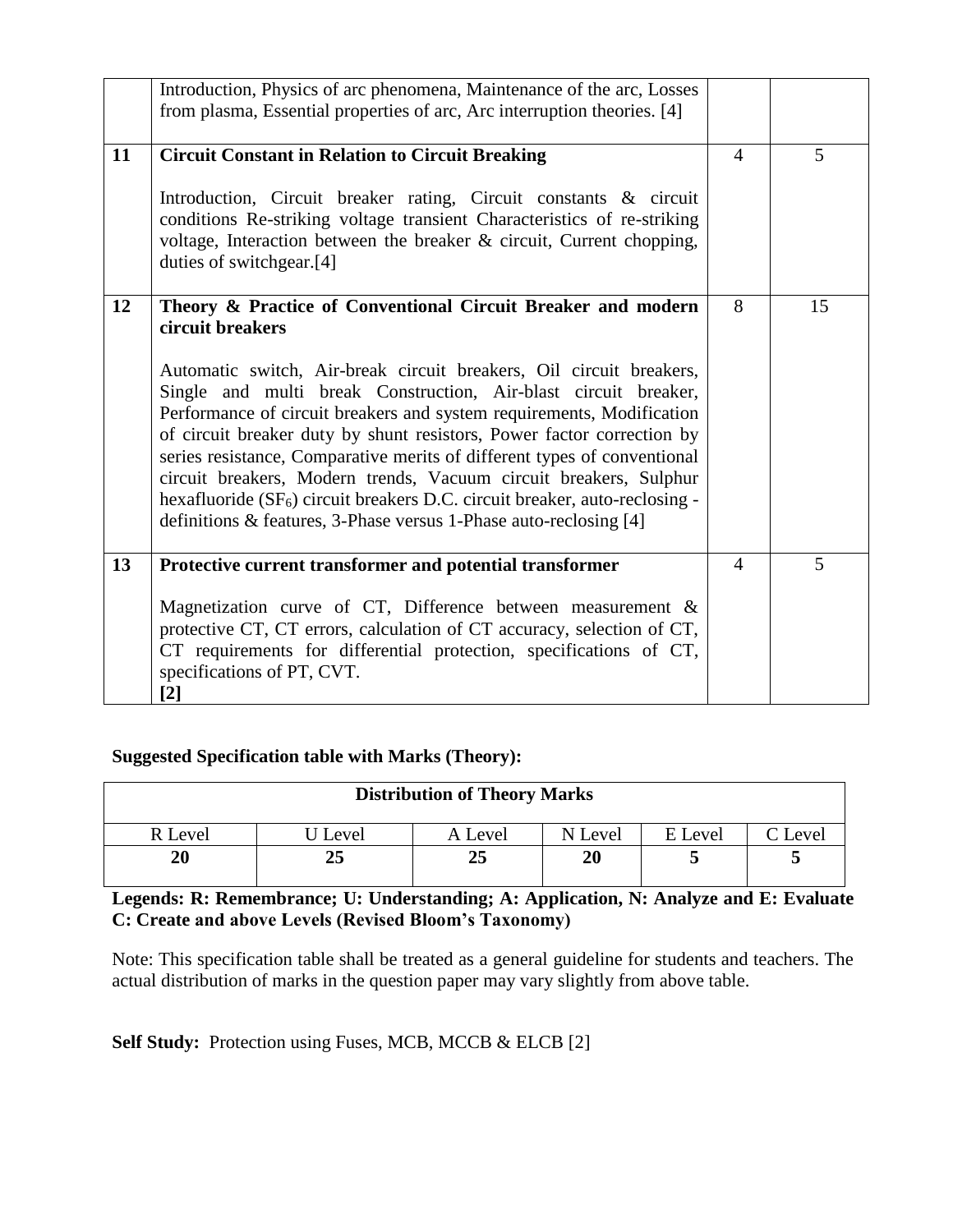|  | Introduction, Physics of arc phenomena, Maintenance of the arc, Losses from plasma, Essential properties of arc, Arc interruption theories. [4] |  |  |
|---|---|---|---|
| **11** | **Circuit Constant in Relation to Circuit Breaking**<br><br>Introduction, Circuit breaker rating, Circuit constants & circuit conditions Re-striking voltage transient Characteristics of re-striking voltage, Interaction between the breaker & circuit, Current chopping, duties of switchgear.[4] | 4 | 5 |
| **12** | **Theory & Practice of Conventional Circuit Breaker and modern circuit breakers**<br><br>Automatic switch, Air-break circuit breakers, Oil circuit breakers, Single and multi break Construction, Air-blast circuit breaker, Performance of circuit breakers and system requirements, Modification of circuit breaker duty by shunt resistors, Power factor correction by series resistance, Comparative merits of different types of conventional circuit breakers, Modern trends, Vacuum circuit breakers, Sulphur hexafluoride ($SF_6$) circuit breakers D.C. circuit breaker, auto-reclosing - definitions & features, 3-Phase versus 1-Phase auto-reclosing [4] | 8 | 15 |
| **13** | **Protective current transformer and potential transformer**<br><br>Magnetization curve of CT, Difference between measurement & protective CT, CT errors, calculation of CT accuracy, selection of CT, CT requirements for differential protection, specifications of CT, specifications of PT, CVT.<br>**[2]** | 4 | 5 |

**Suggested Specification table with Marks (Theory):**

| **Distribution of Theory Marks** | | | | | |
|---|---|---|---|---|---|
| R Level | U Level | A Level | N Level | E Level | C Level |
| **20** | **25** | **25** | **20** | **5** | **5** |

**Legends: R: Remembrance; U: Understanding; A: Application, N: Analyze and E: Evaluate C: Create and above Levels (Revised Bloom's Taxonomy)**

Note: This specification table shall be treated as a general guideline for students and teachers. The actual distribution of marks in the question paper may vary slightly from above table.

**Self Study:** Protection using Fuses, MCB, MCCB & ELCB [2]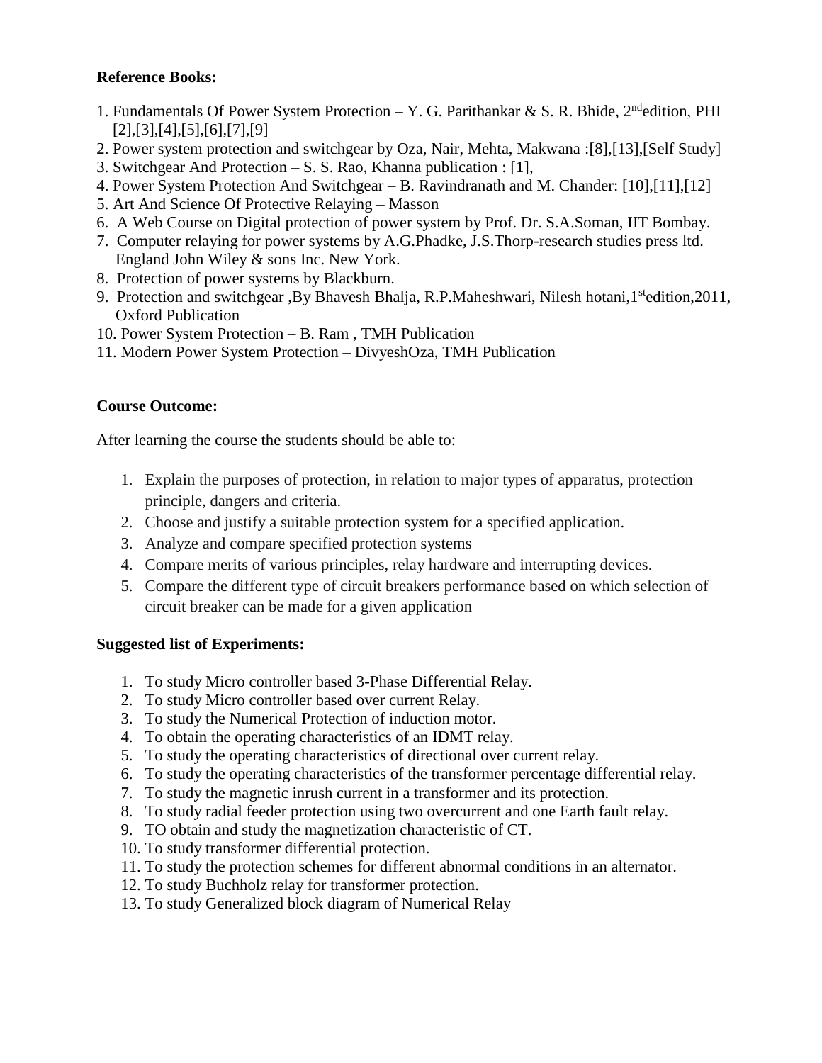**Reference Books:**

1. Fundamentals Of Power System Protection – Y. G. Parithankar & S. R. Bhide, 2nd edition, PHI [2],[3],[4],[5],[6],[7],[9]
2. Power system protection and switchgear by Oza, Nair, Mehta, Makwana :[8],[13],[Self Study]
3. Switchgear And Protection – S. S. Rao, Khanna publication : [1],
4. Power System Protection And Switchgear – B. Ravindranath and M. Chander: [10],[11],[12]
5. Art And Science Of Protective Relaying – Masson
6. A Web Course on Digital protection of power system by Prof. Dr. S.A.Soman, IIT Bombay.
7. Computer relaying for power systems by A.G.Phadke, J.S.Thorp-research studies press ltd. England John Wiley & sons Inc. New York.
8. Protection of power systems by Blackburn.
9. Protection and switchgear ,By Bhavesh Bhalja, R.P.Maheshwari, Nilesh hotani,1st edition,2011, Oxford Publication
10. Power System Protection – B. Ram , TMH Publication
11. Modern Power System Protection – DivyeshOza, TMH Publication

**Course Outcome:**

After learning the course the students should be able to:

1. Explain the purposes of protection, in relation to major types of apparatus, protection principle, dangers and criteria.
2. Choose and justify a suitable protection system for a specified application.
3. Analyze and compare specified protection systems
4. Compare merits of various principles, relay hardware and interrupting devices.
5. Compare the different type of circuit breakers performance based on which selection of circuit breaker can be made for a given application

**Suggested list of Experiments:**

1. To study Micro controller based 3-Phase Differential Relay.
2. To study Micro controller based over current Relay.
3. To study the Numerical Protection of induction motor.
4. To obtain the operating characteristics of an IDMT relay.
5. To study the operating characteristics of directional over current relay.
6. To study the operating characteristics of the transformer percentage differential relay.
7. To study the magnetic inrush current in a transformer and its protection.
8. To study radial feeder protection using two overcurrent and one Earth fault relay.
9. TO obtain and study the magnetization characteristic of CT.
10. To study transformer differential protection.
11. To study the protection schemes for different abnormal conditions in an alternator.
12. To study Buchholz relay for transformer protection.
13. To study Generalized block diagram of Numerical Relay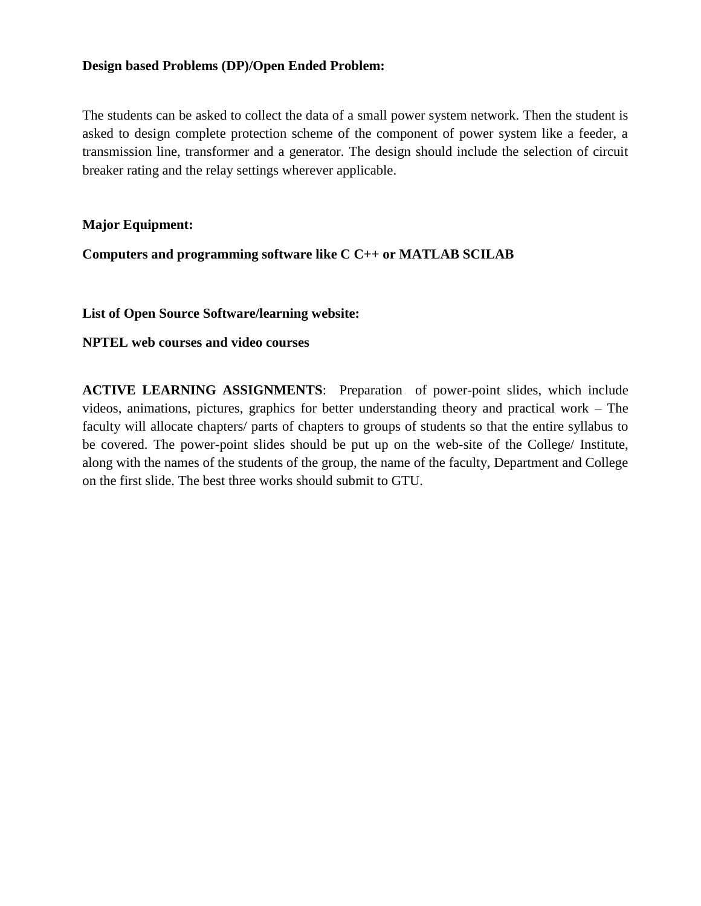**Design based Problems (DP)/Open Ended Problem:**

The students can be asked to collect the data of a small power system network. Then the student is asked to design complete protection scheme of the component of power system like a feeder, a transmission line, transformer and a generator. The design should include the selection of circuit breaker rating and the relay settings wherever applicable.

**Major Equipment:**

**Computers and programming software like C C++ or MATLAB SCILAB**

**List of Open Source Software/learning website:**

**NPTEL web courses and video courses**

**ACTIVE LEARNING ASSIGNMENTS**: Preparation of power-point slides, which include videos, animations, pictures, graphics for better understanding theory and practical work – The faculty will allocate chapters/ parts of chapters to groups of students so that the entire syllabus to be covered. The power-point slides should be put up on the web-site of the College/ Institute, along with the names of the students of the group, the name of the faculty, Department and College on the first slide. The best three works should submit to GTU.